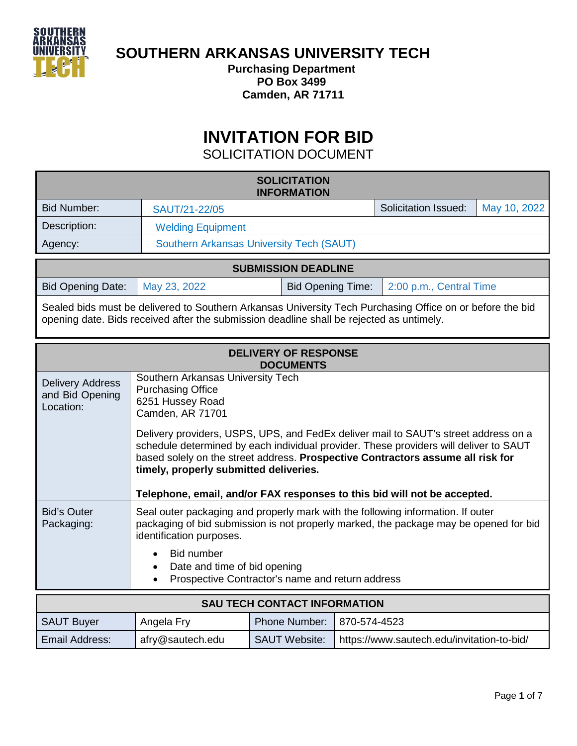# SOUTHERN ARKANSAS UNIVERSITY TECH

**Purchasing Department**
**PO Box 3499**
**Camden, AR 71711**

# INVITATION FOR BID

## SOLICITATION DOCUMENT

| SOLICITATION INFORMATION | | | |
|---|---|---|---|
| Bid Number: | SAUT/21-22/05 | Solicitation Issued: | May 10, 2022 |
| Description: | Welding Equipment | | |
| Agency: | Southern Arkansas University Tech (SAUT) | | |

| SUBMISSION DEADLINE | | | |
|---|---|---|---|
| Bid Opening Date: | May 23, 2022 | Bid Opening Time: | 2:00 p.m., Central Time |

Sealed bids must be delivered to Southern Arkansas University Tech Purchasing Office on or before the bid opening date. Bids received after the submission deadline shall be rejected as untimely.

| DELIVERY OF RESPONSE DOCUMENTS | |
|---|---|
| Delivery Address and Bid Opening Location: | Southern Arkansas University Tech<br>Purchasing Office<br>6251 Hussey Road<br>Camden, AR 71701<br><br>Delivery providers, USPS, UPS, and FedEx deliver mail to SAUT's street address on a schedule determined by each individual provider. These providers will deliver to SAUT based solely on the street address. **Prospective Contractors assume all risk for timely, properly submitted deliveries.**<br><br>**Telephone, email, and/or FAX responses to this bid will not be accepted.** |
| Bid's Outer Packaging: | Seal outer packaging and properly mark with the following information. If outer packaging of bid submission is not properly marked, the package may be opened for bid identification purposes.<br><br>• Bid number<br>• Date and time of bid opening<br>• Prospective Contractor's name and return address |

| SAU TECH CONTACT INFORMATION | | | |
|---|---|---|---|
| SAUT Buyer | Angela Fry | Phone Number: | 870-574-4523 |
| Email Address: | afry@sautech.edu | SAUT Website: | https://www.sautech.edu/invitation-to-bid/ |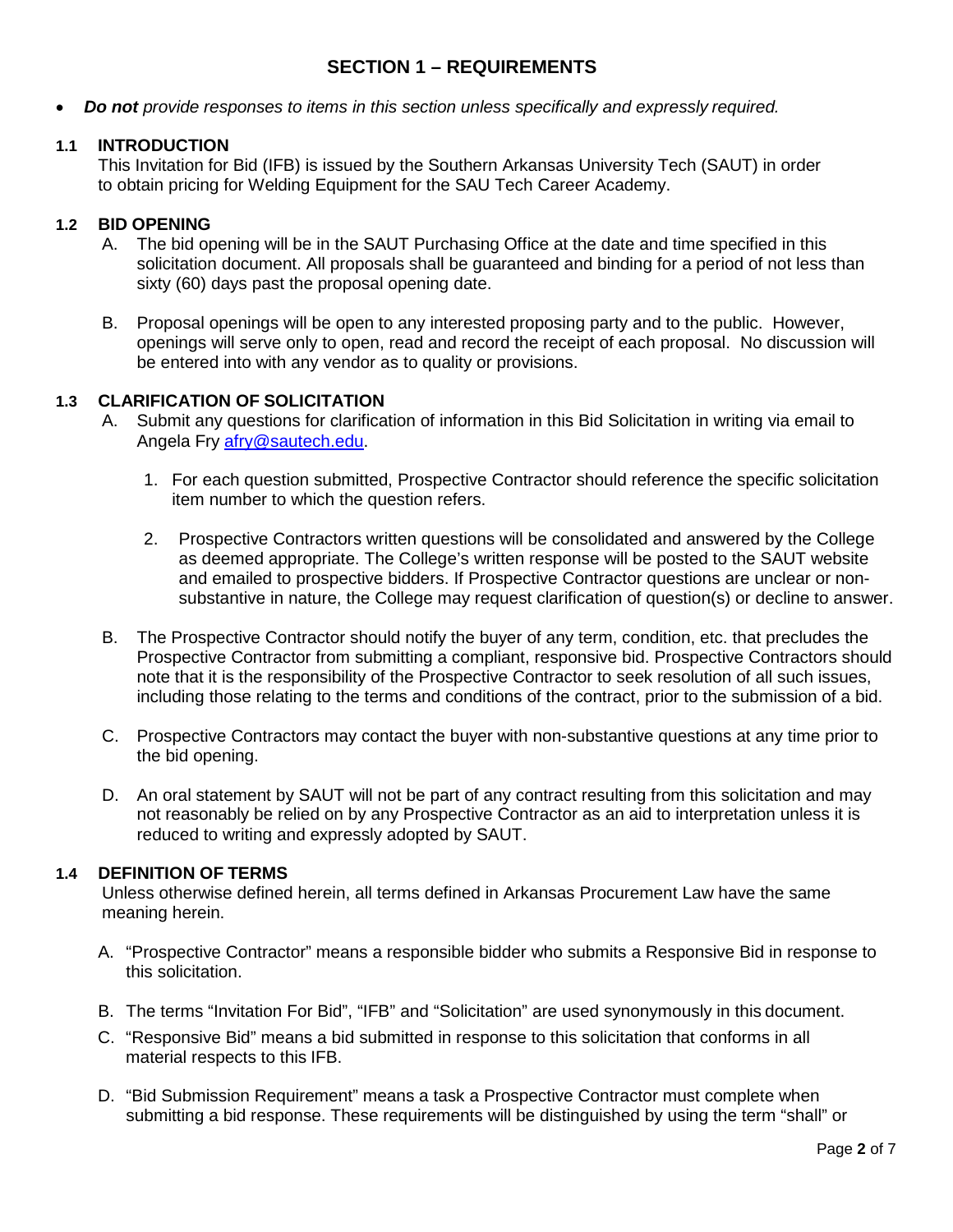# SECTION 1 – REQUIREMENTS

- ***Do not*** *provide responses to items in this section unless specifically and expressly required.*

### 1.1 INTRODUCTION

This Invitation for Bid (IFB) is issued by the Southern Arkansas University Tech (SAUT) in order to obtain pricing for Welding Equipment for the SAU Tech Career Academy.

### 1.2 BID OPENING

A. The bid opening will be in the SAUT Purchasing Office at the date and time specified in this solicitation document. All proposals shall be guaranteed and binding for a period of not less than sixty (60) days past the proposal opening date.

B. Proposal openings will be open to any interested proposing party and to the public. However, openings will serve only to open, read and record the receipt of each proposal. No discussion will be entered into with any vendor as to quality or provisions.

### 1.3 CLARIFICATION OF SOLICITATION

A. Submit any questions for clarification of information in this Bid Solicitation in writing via email to Angela Fry [afry@sautech.edu](mailto:afry@sautech.edu).

   1. For each question submitted, Prospective Contractor should reference the specific solicitation item number to which the question refers.

   2. Prospective Contractors written questions will be consolidated and answered by the College as deemed appropriate. The College's written response will be posted to the SAUT website and emailed to prospective bidders. If Prospective Contractor questions are unclear or non-substantive in nature, the College may request clarification of question(s) or decline to answer.

B. The Prospective Contractor should notify the buyer of any term, condition, etc. that precludes the Prospective Contractor from submitting a compliant, responsive bid. Prospective Contractors should note that it is the responsibility of the Prospective Contractor to seek resolution of all such issues, including those relating to the terms and conditions of the contract, prior to the submission of a bid.

C. Prospective Contractors may contact the buyer with non-substantive questions at any time prior to the bid opening.

D. An oral statement by SAUT will not be part of any contract resulting from this solicitation and may not reasonably be relied on by any Prospective Contractor as an aid to interpretation unless it is reduced to writing and expressly adopted by SAUT.

### 1.4 DEFINITION OF TERMS

Unless otherwise defined herein, all terms defined in Arkansas Procurement Law have the same meaning herein.

A. "Prospective Contractor" means a responsible bidder who submits a Responsive Bid in response to this solicitation.

B. The terms "Invitation For Bid", "IFB" and "Solicitation" are used synonymously in this document.

C. "Responsive Bid" means a bid submitted in response to this solicitation that conforms in all material respects to this IFB.

D. "Bid Submission Requirement" means a task a Prospective Contractor must complete when submitting a bid response. These requirements will be distinguished by using the term "shall" or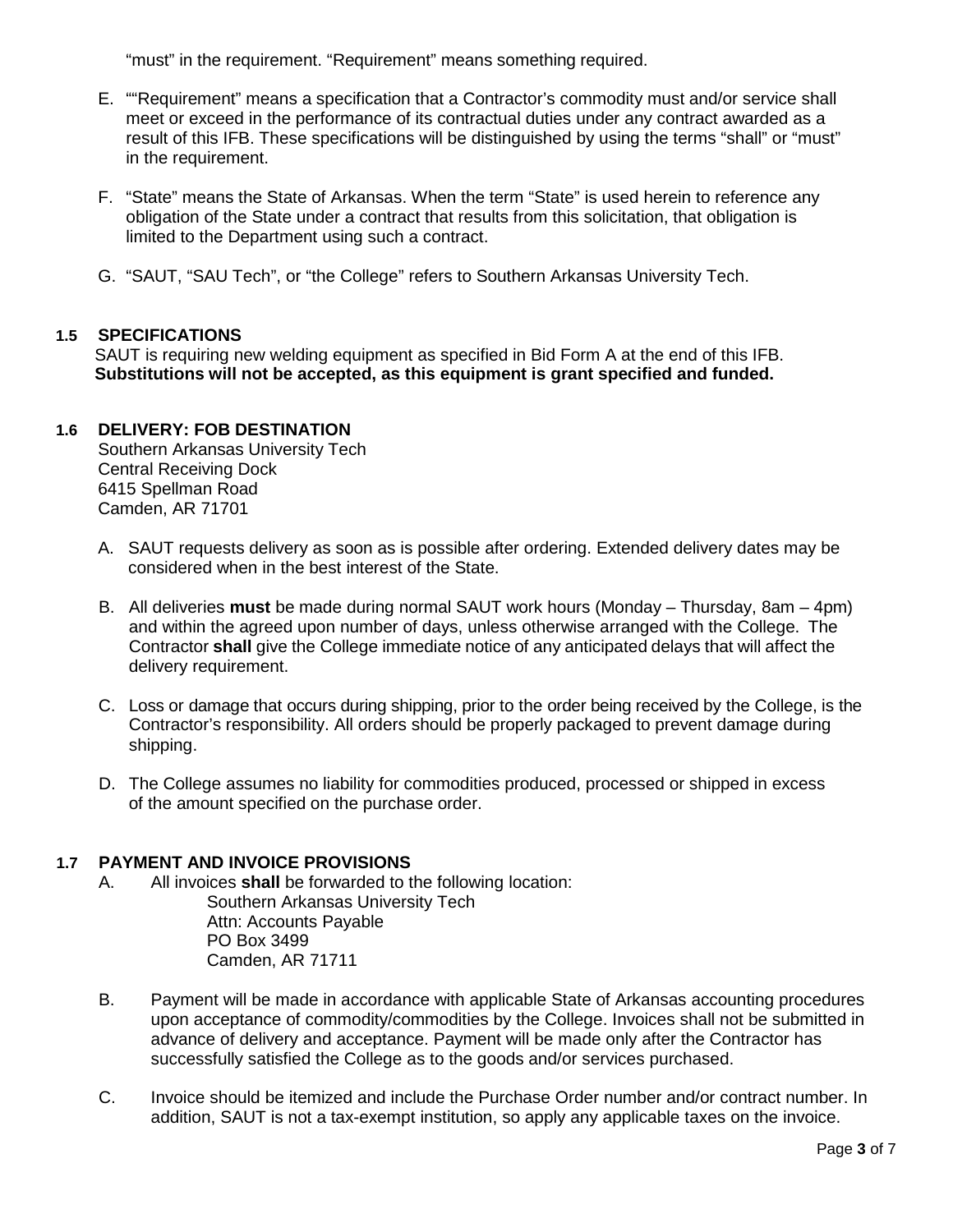"must" in the requirement. "Requirement" means something required.

E. ""Requirement" means a specification that a Contractor's commodity must and/or service shall meet or exceed in the performance of its contractual duties under any contract awarded as a result of this IFB. These specifications will be distinguished by using the terms "shall" or "must" in the requirement.

F. "State" means the State of Arkansas. When the term "State" is used herein to reference any obligation of the State under a contract that results from this solicitation, that obligation is limited to the Department using such a contract.

G. "SAUT, "SAU Tech", or "the College" refers to Southern Arkansas University Tech.

## 1.5 SPECIFICATIONS

SAUT is requiring new welding equipment as specified in Bid Form A at the end of this IFB. **Substitutions will not be accepted, as this equipment is grant specified and funded.**

## 1.6 DELIVERY: FOB DESTINATION

Southern Arkansas University Tech
Central Receiving Dock
6415 Spellman Road
Camden, AR 71701

A. SAUT requests delivery as soon as is possible after ordering. Extended delivery dates may be considered when in the best interest of the State.

B. All deliveries **must** be made during normal SAUT work hours (Monday – Thursday, 8am – 4pm) and within the agreed upon number of days, unless otherwise arranged with the College. The Contractor **shall** give the College immediate notice of any anticipated delays that will affect the delivery requirement.

C. Loss or damage that occurs during shipping, prior to the order being received by the College, is the Contractor's responsibility. All orders should be properly packaged to prevent damage during shipping.

D. The College assumes no liability for commodities produced, processed or shipped in excess of the amount specified on the purchase order.

## 1.7 PAYMENT AND INVOICE PROVISIONS

A. All invoices **shall** be forwarded to the following location:

Southern Arkansas University Tech
Attn: Accounts Payable
PO Box 3499
Camden, AR 71711

B. Payment will be made in accordance with applicable State of Arkansas accounting procedures upon acceptance of commodity/commodities by the College. Invoices shall not be submitted in advance of delivery and acceptance. Payment will be made only after the Contractor has successfully satisfied the College as to the goods and/or services purchased.

C. Invoice should be itemized and include the Purchase Order number and/or contract number. In addition, SAUT is not a tax-exempt institution, so apply any applicable taxes on the invoice.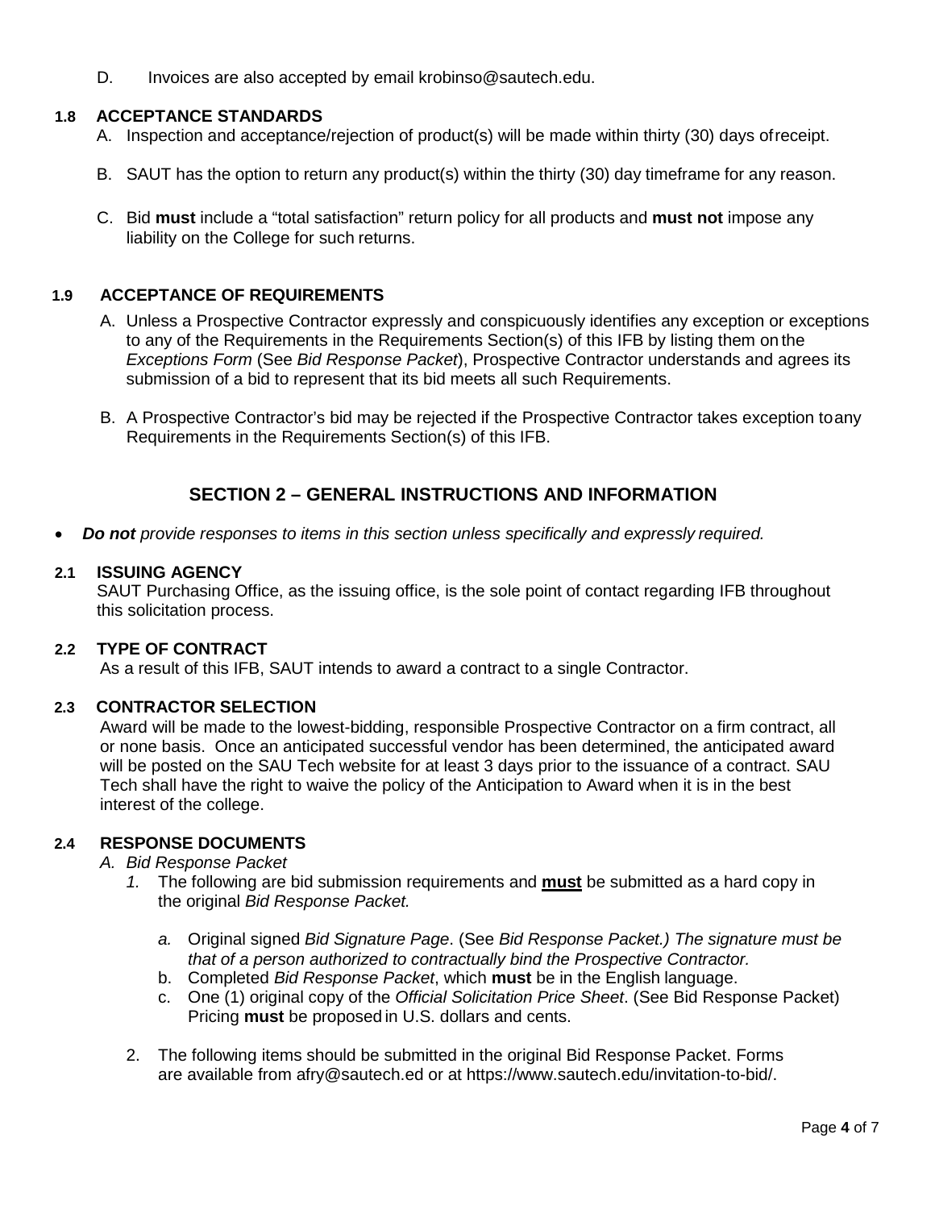D. Invoices are also accepted by email krobinso@sautech.edu.

### 1.8 ACCEPTANCE STANDARDS

A. Inspection and acceptance/rejection of product(s) will be made within thirty (30) days of receipt.

B. SAUT has the option to return any product(s) within the thirty (30) day timeframe for any reason.

C. Bid **must** include a "total satisfaction" return policy for all products and **must not** impose any liability on the College for such returns.

### 1.9 ACCEPTANCE OF REQUIREMENTS

A. Unless a Prospective Contractor expressly and conspicuously identifies any exception or exceptions to any of the Requirements in the Requirements Section(s) of this IFB by listing them on the *Exceptions Form* (See *Bid Response Packet*), Prospective Contractor understands and agrees its submission of a bid to represent that its bid meets all such Requirements.

B. A Prospective Contractor's bid may be rejected if the Prospective Contractor takes exception to any Requirements in the Requirements Section(s) of this IFB.

## SECTION 2 – GENERAL INSTRUCTIONS AND INFORMATION

- ***Do not*** *provide responses to items in this section unless specifically and expressly required.*

### 2.1 ISSUING AGENCY

SAUT Purchasing Office, as the issuing office, is the sole point of contact regarding IFB throughout this solicitation process.

### 2.2 TYPE OF CONTRACT

As a result of this IFB, SAUT intends to award a contract to a single Contractor.

### 2.3 CONTRACTOR SELECTION

Award will be made to the lowest-bidding, responsible Prospective Contractor on a firm contract, all or none basis. Once an anticipated successful vendor has been determined, the anticipated award will be posted on the SAU Tech website for at least 3 days prior to the issuance of a contract. SAU Tech shall have the right to waive the policy of the Anticipation to Award when it is in the best interest of the college.

### 2.4 RESPONSE DOCUMENTS

A. *Bid Response Packet*

1. The following are bid submission requirements and **must** be submitted as a hard copy in the original *Bid Response Packet.*

   a. Original signed *Bid Signature Page*. (See *Bid Response Packet.) The signature must be that of a person authorized to contractually bind the Prospective Contractor.*
   
   b. Completed *Bid Response Packet*, which **must** be in the English language.
   
   c. One (1) original copy of the *Official Solicitation Price Sheet*. (See Bid Response Packet) Pricing **must** be proposed in U.S. dollars and cents.

2. The following items should be submitted in the original Bid Response Packet. Forms are available from afry@sautech.ed or at https://www.sautech.edu/invitation-to-bid/.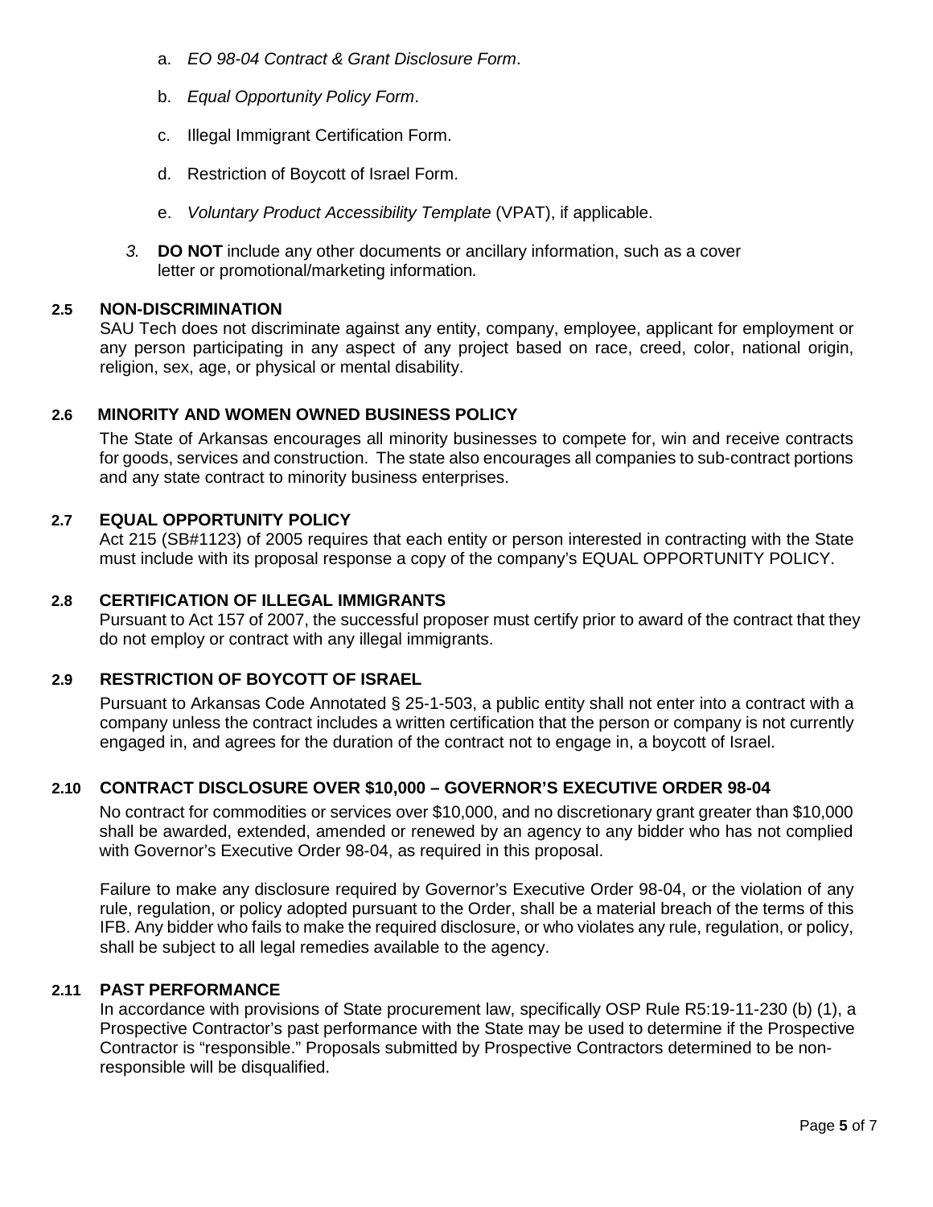a. *EO 98-04 Contract & Grant Disclosure Form*.

b. *Equal Opportunity Policy Form*.

c. Illegal Immigrant Certification Form.

d. Restriction of Boycott of Israel Form.

e. *Voluntary Product Accessibility Template* (VPAT), if applicable.

*3.* **DO NOT** include any other documents or ancillary information, such as a cover letter or promotional/marketing information*.*

### 2.5 NON-DISCRIMINATION

SAU Tech does not discriminate against any entity, company, employee, applicant for employment or any person participating in any aspect of any project based on race, creed, color, national origin, religion, sex, age, or physical or mental disability.

### 2.6 MINORITY AND WOMEN OWNED BUSINESS POLICY

The State of Arkansas encourages all minority businesses to compete for, win and receive contracts for goods, services and construction. The state also encourages all companies to sub-contract portions and any state contract to minority business enterprises.

### 2.7 EQUAL OPPORTUNITY POLICY

Act 215 (SB#1123) of 2005 requires that each entity or person interested in contracting with the State must include with its proposal response a copy of the company's EQUAL OPPORTUNITY POLICY.

### 2.8 CERTIFICATION OF ILLEGAL IMMIGRANTS

Pursuant to Act 157 of 2007, the successful proposer must certify prior to award of the contract that they do not employ or contract with any illegal immigrants.

### 2.9 RESTRICTION OF BOYCOTT OF ISRAEL

Pursuant to Arkansas Code Annotated § 25-1-503, a public entity shall not enter into a contract with a company unless the contract includes a written certification that the person or company is not currently engaged in, and agrees for the duration of the contract not to engage in, a boycott of Israel.

### 2.10 CONTRACT DISCLOSURE OVER $10,000 – GOVERNOR'S EXECUTIVE ORDER 98-04

No contract for commodities or services over $10,000, and no discretionary grant greater than $10,000 shall be awarded, extended, amended or renewed by an agency to any bidder who has not complied with Governor's Executive Order 98-04, as required in this proposal.

Failure to make any disclosure required by Governor's Executive Order 98-04, or the violation of any rule, regulation, or policy adopted pursuant to the Order, shall be a material breach of the terms of this IFB. Any bidder who fails to make the required disclosure, or who violates any rule, regulation, or policy, shall be subject to all legal remedies available to the agency.

### 2.11 PAST PERFORMANCE

In accordance with provisions of State procurement law, specifically OSP Rule R5:19-11-230 (b) (1), a Prospective Contractor's past performance with the State may be used to determine if the Prospective Contractor is "responsible." Proposals submitted by Prospective Contractors determined to be non-responsible will be disqualified.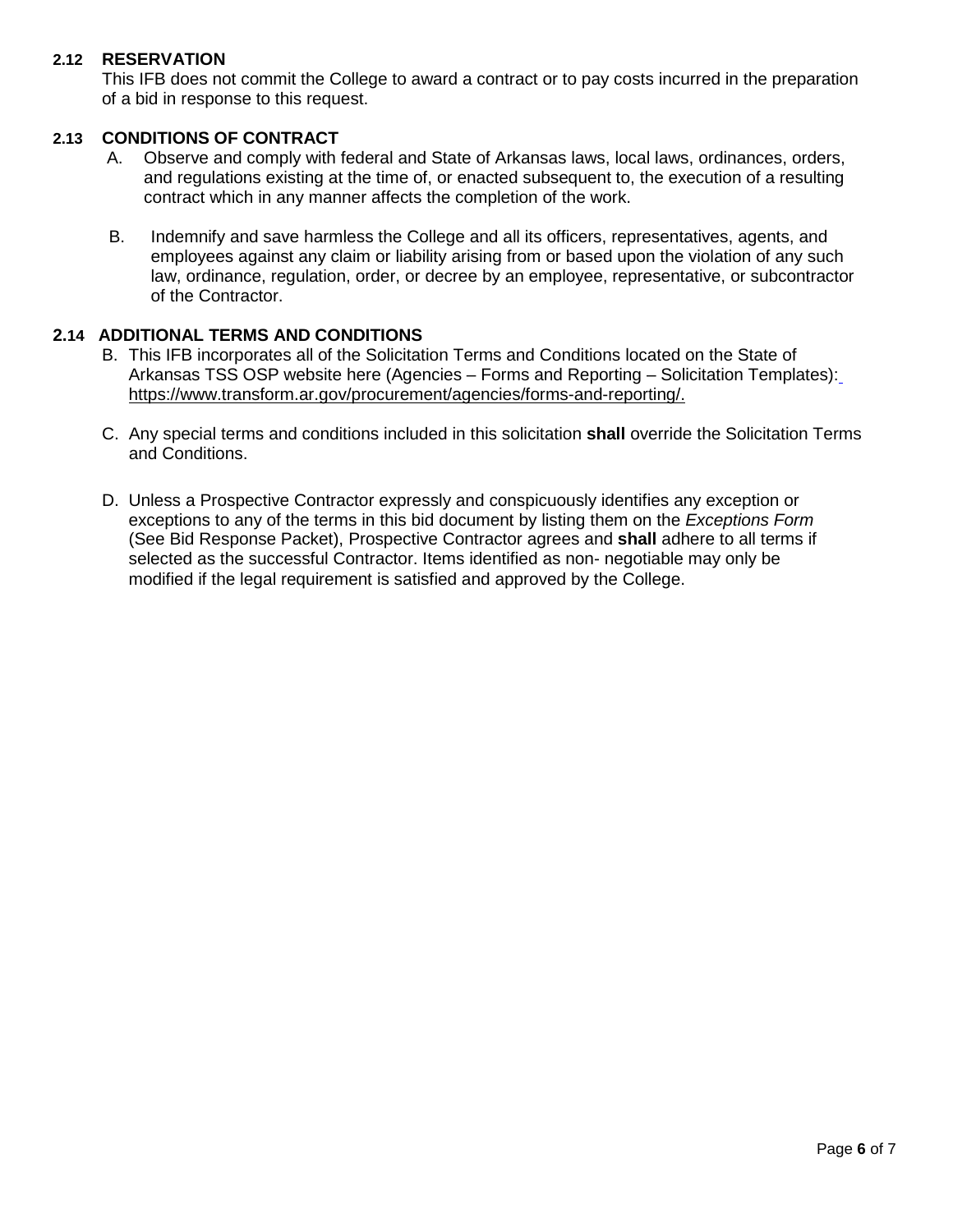### 2.12 RESERVATION

This IFB does not commit the College to award a contract or to pay costs incurred in the preparation of a bid in response to this request.

### 2.13 CONDITIONS OF CONTRACT

A. Observe and comply with federal and State of Arkansas laws, local laws, ordinances, orders, and regulations existing at the time of, or enacted subsequent to, the execution of a resulting contract which in any manner affects the completion of the work.

B. Indemnify and save harmless the College and all its officers, representatives, agents, and employees against any claim or liability arising from or based upon the violation of any such law, ordinance, regulation, order, or decree by an employee, representative, or subcontractor of the Contractor.

### 2.14 ADDITIONAL TERMS AND CONDITIONS

B. This IFB incorporates all of the Solicitation Terms and Conditions located on the State of Arkansas TSS OSP website here (Agencies – Forms and Reporting – Solicitation Templates): https://www.transform.ar.gov/procurement/agencies/forms-and-reporting/.

C. Any special terms and conditions included in this solicitation **shall** override the Solicitation Terms and Conditions.

D. Unless a Prospective Contractor expressly and conspicuously identifies any exception or exceptions to any of the terms in this bid document by listing them on the *Exceptions Form* (See Bid Response Packet), Prospective Contractor agrees and **shall** adhere to all terms if selected as the successful Contractor. Items identified as non- negotiable may only be modified if the legal requirement is satisfied and approved by the College.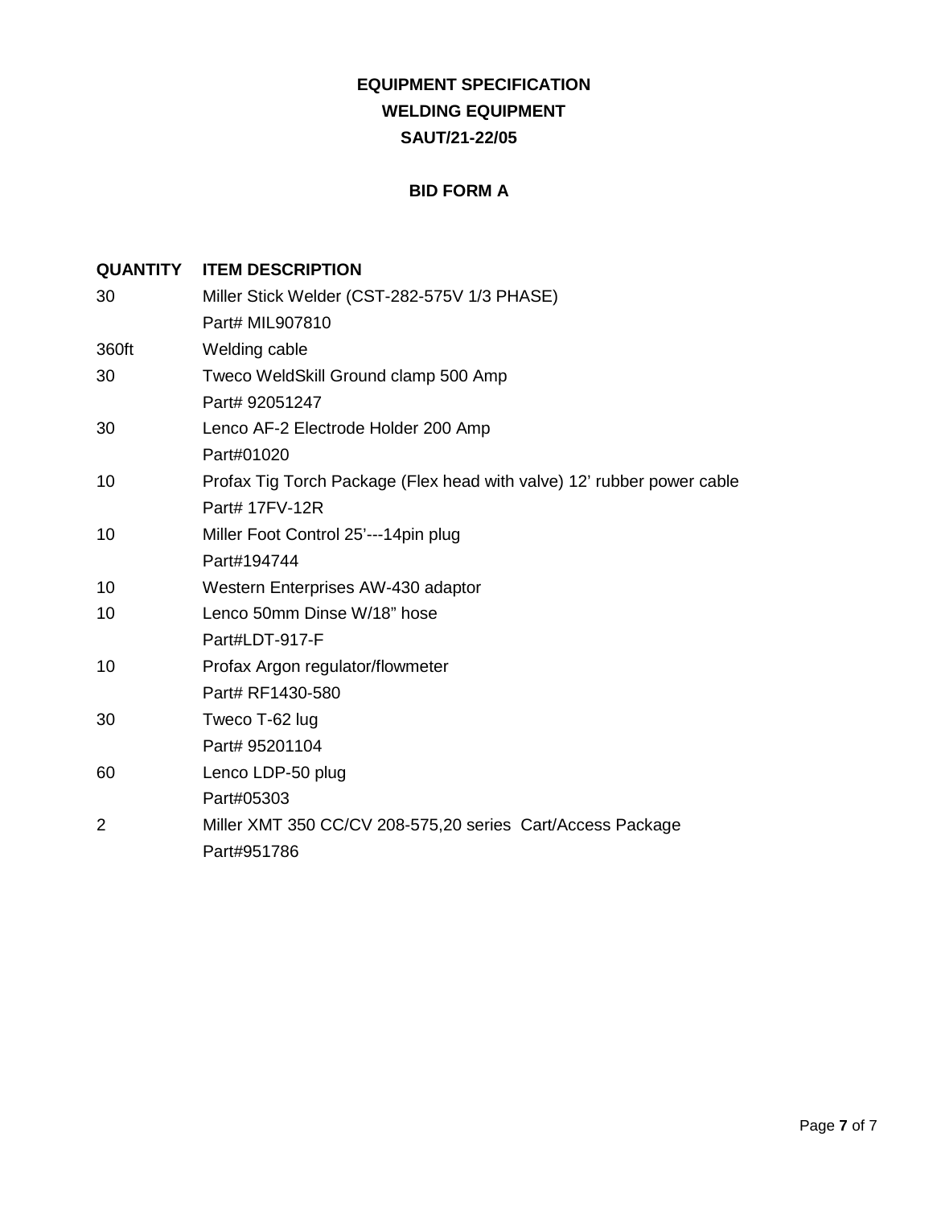# EQUIPMENT SPECIFICATION
## WELDING EQUIPMENT
## SAUT/21-22/05

### BID FORM A

| QUANTITY | ITEM DESCRIPTION |
|---|---|
| 30 | Miller Stick Welder (CST-282-575V 1/3 PHASE) |
| | Part# MIL907810 |
| 360ft | Welding cable |
| 30 | Tweco WeldSkill Ground clamp 500 Amp |
| | Part# 92051247 |
| 30 | Lenco AF-2 Electrode Holder 200 Amp |
| | Part#01020 |
| 10 | Profax Tig Torch Package (Flex head with valve) 12' rubber power cable |
| | Part# 17FV-12R |
| 10 | Miller Foot Control 25'---14pin plug |
| | Part#194744 |
| 10 | Western Enterprises AW-430 adaptor |
| 10 | Lenco 50mm Dinse W/18" hose |
| | Part#LDT-917-F |
| 10 | Profax Argon regulator/flowmeter |
| | Part# RF1430-580 |
| 30 | Tweco T-62 lug |
| | Part# 95201104 |
| 60 | Lenco LDP-50 plug |
| | Part#05303 |
| 2 | Miller XMT 350 CC/CV 208-575,20 series Cart/Access Package |
| | Part#951786 |